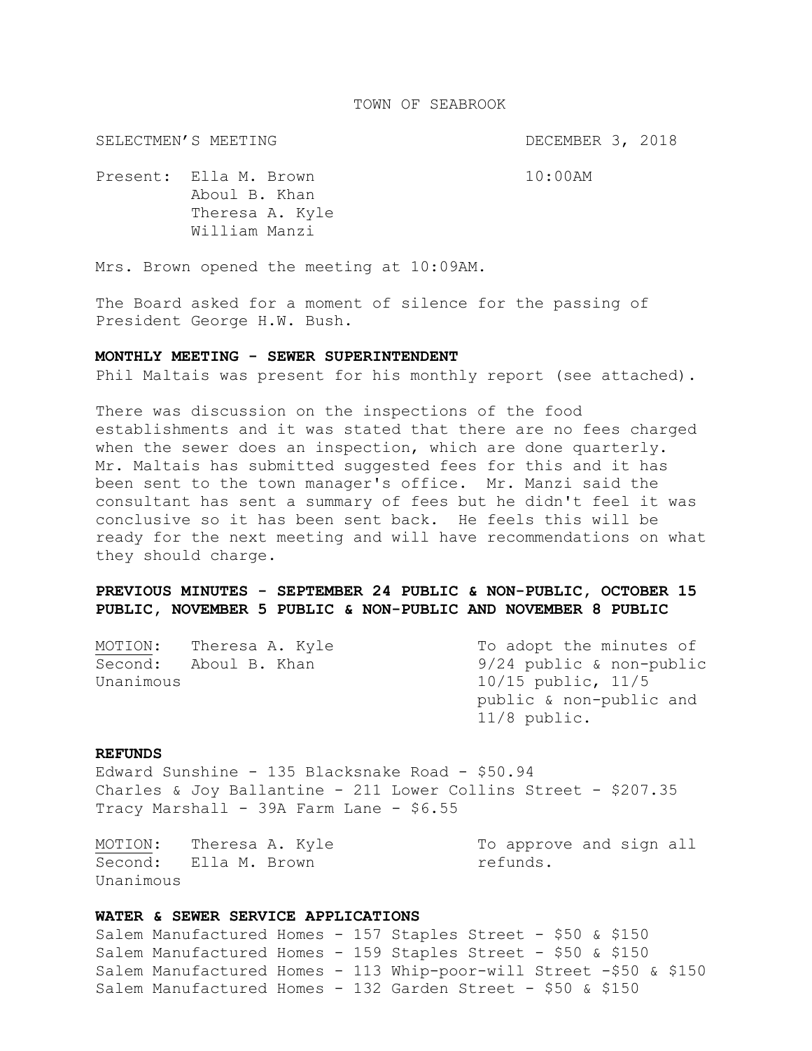TOWN OF SEABROOK

SELECTMEN'S MEETING DECEMBER 3, 2018

Present: Ella M. Brown 10:00AM
Aboul B. Khan
Theresa A. Kyle
William Manzi

Mrs. Brown opened the meeting at 10:09AM.

The Board asked for a moment of silence for the passing of President George H.W. Bush.

**MONTHLY MEETING - SEWER SUPERINTENDENT**

Phil Maltais was present for his monthly report (see attached).

There was discussion on the inspections of the food establishments and it was stated that there are no fees charged when the sewer does an inspection, which are done quarterly. Mr. Maltais has submitted suggested fees for this and it has been sent to the town manager's office. Mr. Manzi said the consultant has sent a summary of fees but he didn't feel it was conclusive so it has been sent back. He feels this will be ready for the next meeting and will have recommendations on what they should charge.

**PREVIOUS MINUTES - SEPTEMBER 24 PUBLIC & NON-PUBLIC, OCTOBER 15 PUBLIC, NOVEMBER 5 PUBLIC & NON-PUBLIC AND NOVEMBER 8 PUBLIC**

| | | |
|---|---|---|
| MOTION: | Theresa A. Kyle | To adopt the minutes of 9/24 public & non-public 10/15 public, 11/5 public & non-public and 11/8 public. |
| Second: | Aboul B. Khan | |
| Unanimous | | |

**REFUNDS**

Edward Sunshine - 135 Blacksnake Road - $50.94
Charles & Joy Ballantine - 211 Lower Collins Street - $207.35
Tracy Marshall - 39A Farm Lane - $6.55

| | | |
|---|---|---|
| MOTION: | Theresa A. Kyle | To approve and sign all refunds. |
| Second: | Ella M. Brown | |
| Unanimous | | |

**WATER & SEWER SERVICE APPLICATIONS**

Salem Manufactured Homes - 157 Staples Street - $50 & $150
Salem Manufactured Homes - 159 Staples Street - $50 & $150
Salem Manufactured Homes - 113 Whip-poor-will Street -$50 & $150
Salem Manufactured Homes - 132 Garden Street - $50 & $150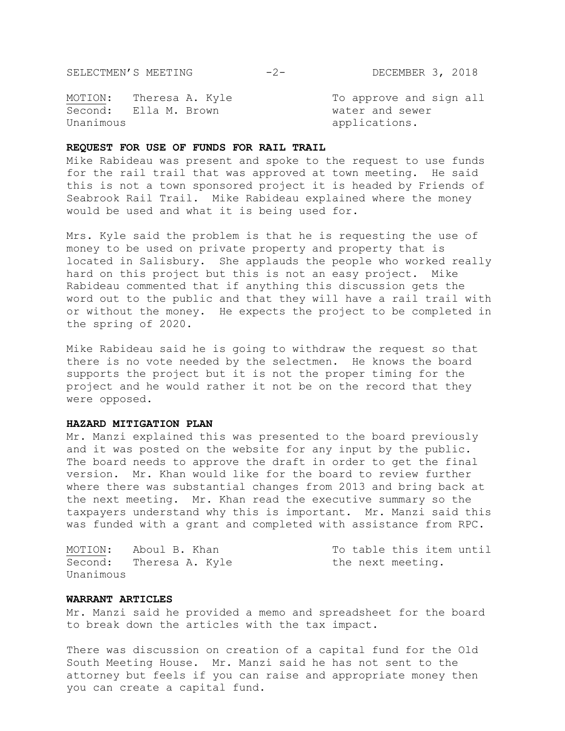| | |
|---|---|
| MOTION: Theresa A. Kyle<br>Second: Ella M. Brown<br>Unanimous | To approve and sign all water and sewer applications. |

**REQUEST FOR USE OF FUNDS FOR RAIL TRAIL**

Mike Rabideau was present and spoke to the request to use funds for the rail trail that was approved at town meeting. He said this is not a town sponsored project it is headed by Friends of Seabrook Rail Trail. Mike Rabideau explained where the money would be used and what it is being used for.

Mrs. Kyle said the problem is that he is requesting the use of money to be used on private property and property that is located in Salisbury. She applauds the people who worked really hard on this project but this is not an easy project. Mike Rabideau commented that if anything this discussion gets the word out to the public and that they will have a rail trail with or without the money. He expects the project to be completed in the spring of 2020.

Mike Rabideau said he is going to withdraw the request so that there is no vote needed by the selectmen. He knows the board supports the project but it is not the proper timing for the project and he would rather it not be on the record that they were opposed.

**HAZARD MITIGATION PLAN**

Mr. Manzi explained this was presented to the board previously and it was posted on the website for any input by the public. The board needs to approve the draft in order to get the final version. Mr. Khan would like for the board to review further where there was substantial changes from 2013 and bring back at the next meeting. Mr. Khan read the executive summary so the taxpayers understand why this is important. Mr. Manzi said this was funded with a grant and completed with assistance from RPC.

| | |
|---|---|
| MOTION: Aboul B. Khan<br>Second: Theresa A. Kyle<br>Unanimous | To table this item until the next meeting. |

**WARRANT ARTICLES**

Mr. Manzi said he provided a memo and spreadsheet for the board to break down the articles with the tax impact.

There was discussion on creation of a capital fund for the Old South Meeting House. Mr. Manzi said he has not sent to the attorney but feels if you can raise and appropriate money then you can create a capital fund.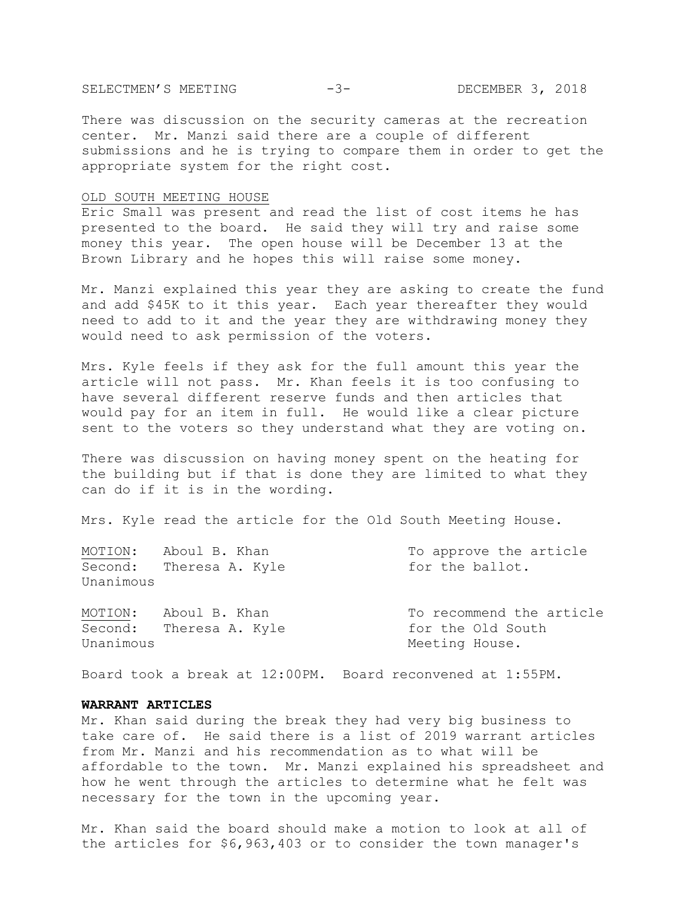There was discussion on the security cameras at the recreation center. Mr. Manzi said there are a couple of different submissions and he is trying to compare them in order to get the appropriate system for the right cost.

OLD SOUTH MEETING HOUSE

Eric Small was present and read the list of cost items he has presented to the board. He said they will try and raise some money this year. The open house will be December 13 at the Brown Library and he hopes this will raise some money.

Mr. Manzi explained this year they are asking to create the fund and add $45K to it this year. Each year thereafter they would need to add to it and the year they are withdrawing money they would need to ask permission of the voters.

Mrs. Kyle feels if they ask for the full amount this year the article will not pass. Mr. Khan feels it is too confusing to have several different reserve funds and then articles that would pay for an item in full. He would like a clear picture sent to the voters so they understand what they are voting on.

There was discussion on having money spent on the heating for the building but if that is done they are limited to what they can do if it is in the wording.

Mrs. Kyle read the article for the Old South Meeting House.

| | | |
|---|---|---|
| MOTION: | Aboul B. Khan | To approve the article for the ballot. |
| Second: | Theresa A. Kyle | |
| Unanimous | | |

| | | |
|---|---|---|
| MOTION: | Aboul B. Khan | To recommend the article for the Old South Meeting House. |
| Second: | Theresa A. Kyle | |
| Unanimous | | |

Board took a break at 12:00PM. Board reconvened at 1:55PM.

**WARRANT ARTICLES**

Mr. Khan said during the break they had very big business to take care of. He said there is a list of 2019 warrant articles from Mr. Manzi and his recommendation as to what will be affordable to the town. Mr. Manzi explained his spreadsheet and how he went through the articles to determine what he felt was necessary for the town in the upcoming year.

Mr. Khan said the board should make a motion to look at all of the articles for $6,963,403 or to consider the town manager's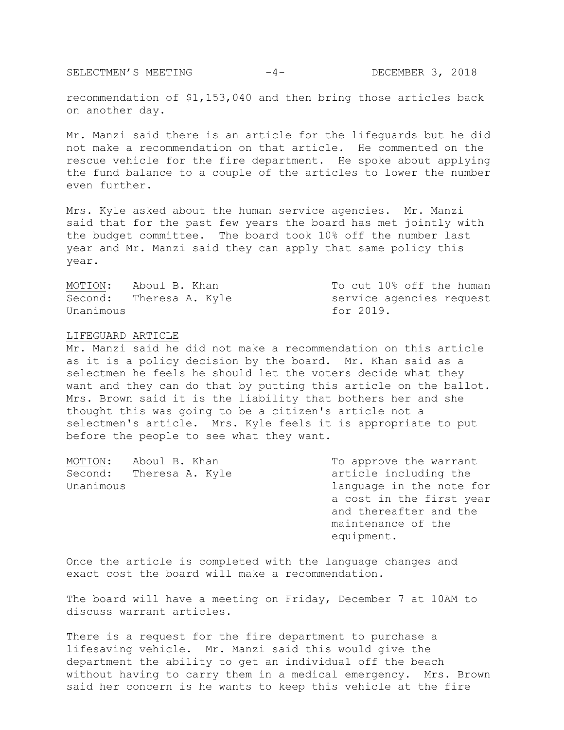recommendation of $1,153,040 and then bring those articles back on another day.

Mr. Manzi said there is an article for the lifeguards but he did not make a recommendation on that article. He commented on the rescue vehicle for the fire department. He spoke about applying the fund balance to a couple of the articles to lower the number even further.

Mrs. Kyle asked about the human service agencies. Mr. Manzi said that for the past few years the board has met jointly with the budget committee. The board took 10% off the number last year and Mr. Manzi said they can apply that same policy this year.

| | | |
|---|---|---|
| MOTION: | Aboul B. Khan | To cut 10% off the human service agencies request for 2019. |
| Second: | Theresa A. Kyle | |
| Unanimous | | |

LIFEGUARD ARTICLE

Mr. Manzi said he did not make a recommendation on this article as it is a policy decision by the board. Mr. Khan said as a selectmen he feels he should let the voters decide what they want and they can do that by putting this article on the ballot. Mrs. Brown said it is the liability that bothers her and she thought this was going to be a citizen's article not a selectmen's article. Mrs. Kyle feels it is appropriate to put before the people to see what they want.

| | | |
|---|---|---|
| MOTION: | Aboul B. Khan | To approve the warrant article including the language in the note for a cost in the first year and thereafter and the maintenance of the equipment. |
| Second: | Theresa A. Kyle | |
| Unanimous | | |

Once the article is completed with the language changes and exact cost the board will make a recommendation.

The board will have a meeting on Friday, December 7 at 10AM to discuss warrant articles.

There is a request for the fire department to purchase a lifesaving vehicle. Mr. Manzi said this would give the department the ability to get an individual off the beach without having to carry them in a medical emergency. Mrs. Brown said her concern is he wants to keep this vehicle at the fire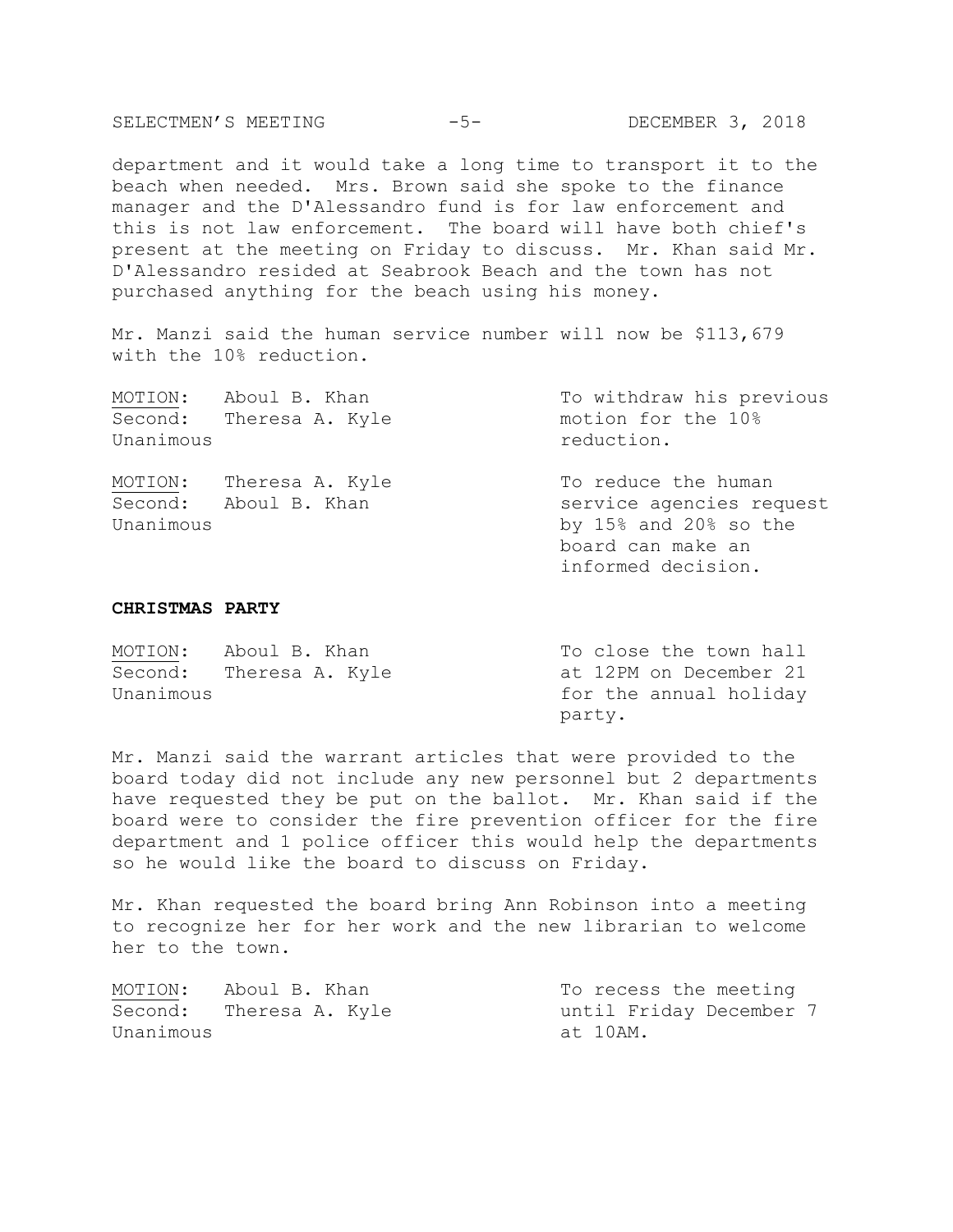department and it would take a long time to transport it to the beach when needed. Mrs. Brown said she spoke to the finance manager and the D'Alessandro fund is for law enforcement and this is not law enforcement. The board will have both chief's present at the meeting on Friday to discuss. Mr. Khan said Mr. D'Alessandro resided at Seabrook Beach and the town has not purchased anything for the beach using his money.

Mr. Manzi said the human service number will now be $113,679 with the 10% reduction.

| | | |
|---|---|---|
| MOTION: | Aboul B. Khan | To withdraw his previous motion for the 10% reduction. |
| Second: | Theresa A. Kyle | |
| Unanimous | | |

| | | |
|---|---|---|
| MOTION: | Theresa A. Kyle | To reduce the human service agencies request by 15% and 20% so the board can make an informed decision. |
| Second: | Aboul B. Khan | |
| Unanimous | | |

**CHRISTMAS PARTY**

| | | |
|---|---|---|
| MOTION: | Aboul B. Khan | To close the town hall at 12PM on December 21 for the annual holiday party. |
| Second: | Theresa A. Kyle | |
| Unanimous | | |

Mr. Manzi said the warrant articles that were provided to the board today did not include any new personnel but 2 departments have requested they be put on the ballot. Mr. Khan said if the board were to consider the fire prevention officer for the fire department and 1 police officer this would help the departments so he would like the board to discuss on Friday.

Mr. Khan requested the board bring Ann Robinson into a meeting to recognize her for her work and the new librarian to welcome her to the town.

| | | |
|---|---|---|
| MOTION: | Aboul B. Khan | To recess the meeting until Friday December 7 at 10AM. |
| Second: | Theresa A. Kyle | |
| Unanimous | | |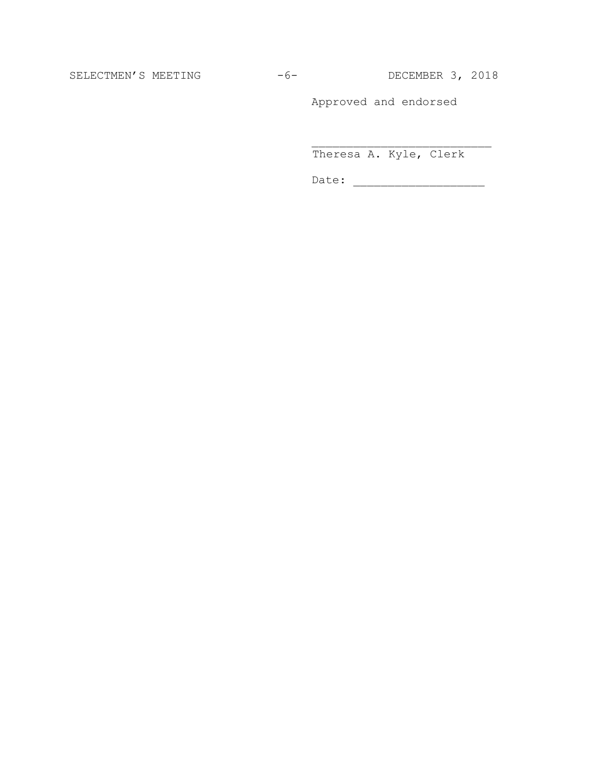Approved and endorsed

___________________________
Theresa A. Kyle, Clerk

Date: ___________________